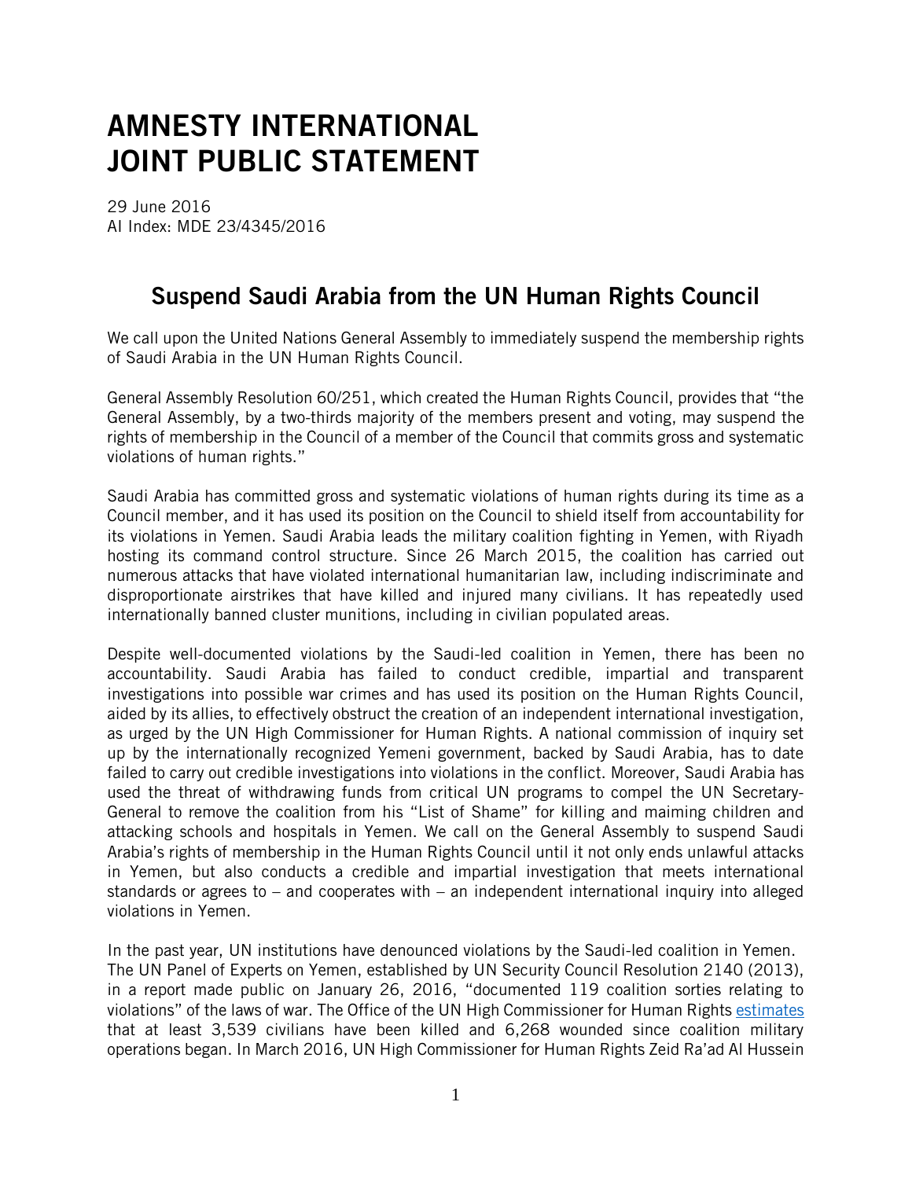# AMNESTY INTERNATIONAL JOINT PUBLIC STATEMENT

29 June 2016
AI Index: MDE 23/4345/2016

## Suspend Saudi Arabia from the UN Human Rights Council

We call upon the United Nations General Assembly to immediately suspend the membership rights of Saudi Arabia in the UN Human Rights Council.

General Assembly Resolution 60/251, which created the Human Rights Council, provides that "the General Assembly, by a two-thirds majority of the members present and voting, may suspend the rights of membership in the Council of a member of the Council that commits gross and systematic violations of human rights."

Saudi Arabia has committed gross and systematic violations of human rights during its time as a Council member, and it has used its position on the Council to shield itself from accountability for its violations in Yemen. Saudi Arabia leads the military coalition fighting in Yemen, with Riyadh hosting its command control structure. Since 26 March 2015, the coalition has carried out numerous attacks that have violated international humanitarian law, including indiscriminate and disproportionate airstrikes that have killed and injured many civilians. It has repeatedly used internationally banned cluster munitions, including in civilian populated areas.

Despite well-documented violations by the Saudi-led coalition in Yemen, there has been no accountability. Saudi Arabia has failed to conduct credible, impartial and transparent investigations into possible war crimes and has used its position on the Human Rights Council, aided by its allies, to effectively obstruct the creation of an independent international investigation, as urged by the UN High Commissioner for Human Rights. A national commission of inquiry set up by the internationally recognized Yemeni government, backed by Saudi Arabia, has to date failed to carry out credible investigations into violations in the conflict. Moreover, Saudi Arabia has used the threat of withdrawing funds from critical UN programs to compel the UN Secretary-General to remove the coalition from his "List of Shame" for killing and maiming children and attacking schools and hospitals in Yemen. We call on the General Assembly to suspend Saudi Arabia's rights of membership in the Human Rights Council until it not only ends unlawful attacks in Yemen, but also conducts a credible and impartial investigation that meets international standards or agrees to – and cooperates with – an independent international inquiry into alleged violations in Yemen.

In the past year, UN institutions have denounced violations by the Saudi-led coalition in Yemen. The UN Panel of Experts on Yemen, established by UN Security Council Resolution 2140 (2013), in a report made public on January 26, 2016, "documented 119 coalition sorties relating to violations" of the laws of war. The Office of the UN High Commissioner for Human Rights estimates that at least 3,539 civilians have been killed and 6,268 wounded since coalition military operations began. In March 2016, UN High Commissioner for Human Rights Zeid Ra'ad Al Hussein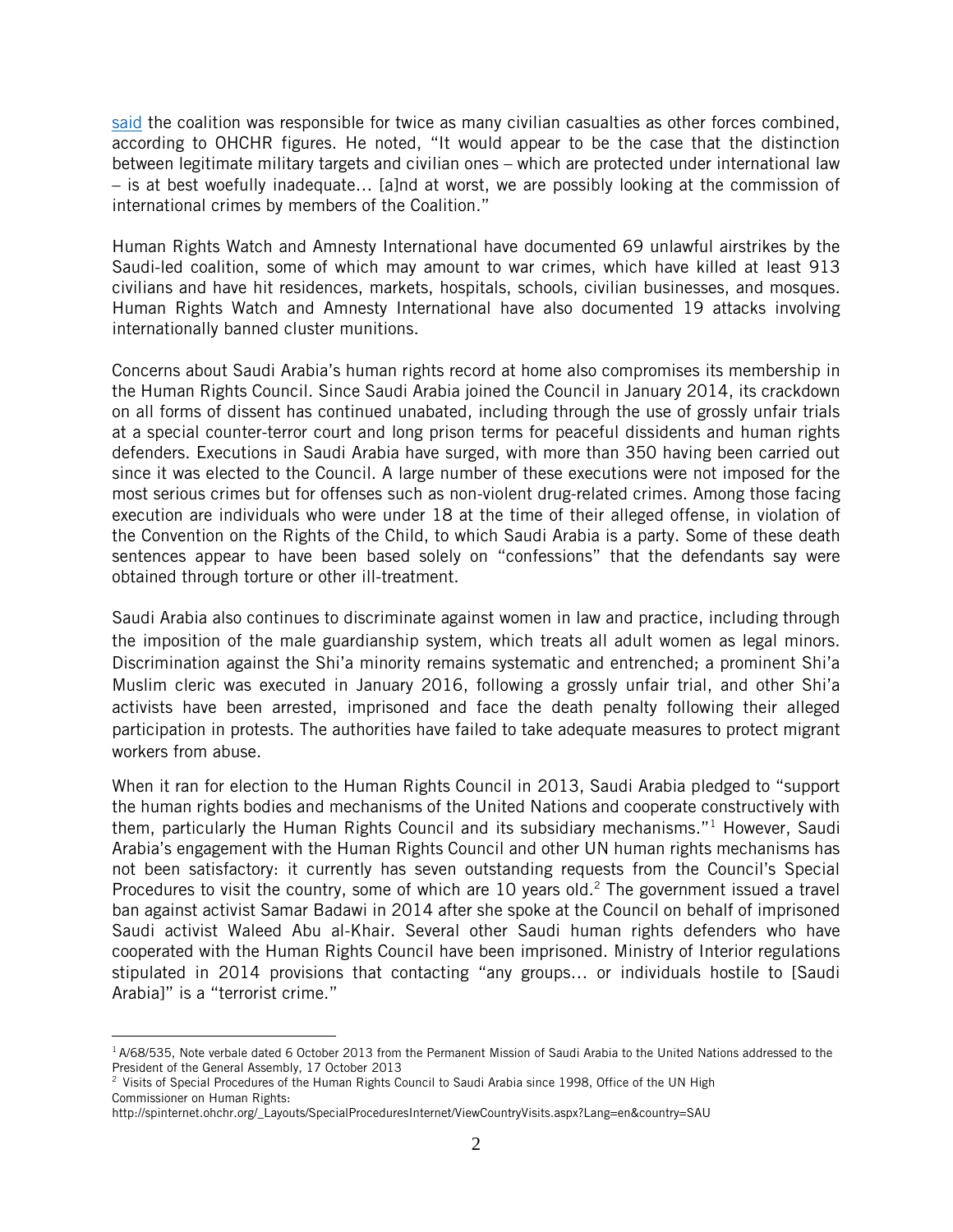said the coalition was responsible for twice as many civilian casualties as other forces combined, according to OHCHR figures. He noted, "It would appear to be the case that the distinction between legitimate military targets and civilian ones – which are protected under international law – is at best woefully inadequate… [a]nd at worst, we are possibly looking at the commission of international crimes by members of the Coalition."

Human Rights Watch and Amnesty International have documented 69 unlawful airstrikes by the Saudi-led coalition, some of which may amount to war crimes, which have killed at least 913 civilians and have hit residences, markets, hospitals, schools, civilian businesses, and mosques. Human Rights Watch and Amnesty International have also documented 19 attacks involving internationally banned cluster munitions.

Concerns about Saudi Arabia's human rights record at home also compromises its membership in the Human Rights Council. Since Saudi Arabia joined the Council in January 2014, its crackdown on all forms of dissent has continued unabated, including through the use of grossly unfair trials at a special counter-terror court and long prison terms for peaceful dissidents and human rights defenders. Executions in Saudi Arabia have surged, with more than 350 having been carried out since it was elected to the Council. A large number of these executions were not imposed for the most serious crimes but for offenses such as non-violent drug-related crimes. Among those facing execution are individuals who were under 18 at the time of their alleged offense, in violation of the Convention on the Rights of the Child, to which Saudi Arabia is a party. Some of these death sentences appear to have been based solely on "confessions" that the defendants say were obtained through torture or other ill-treatment.

Saudi Arabia also continues to discriminate against women in law and practice, including through the imposition of the male guardianship system, which treats all adult women as legal minors. Discrimination against the Shi'a minority remains systematic and entrenched; a prominent Shi'a Muslim cleric was executed in January 2016, following a grossly unfair trial, and other Shi'a activists have been arrested, imprisoned and face the death penalty following their alleged participation in protests. The authorities have failed to take adequate measures to protect migrant workers from abuse.

When it ran for election to the Human Rights Council in 2013, Saudi Arabia pledged to "support the human rights bodies and mechanisms of the United Nations and cooperate constructively with them, particularly the Human Rights Council and its subsidiary mechanisms."[1] However, Saudi Arabia's engagement with the Human Rights Council and other UN human rights mechanisms has not been satisfactory: it currently has seven outstanding requests from the Council's Special Procedures to visit the country, some of which are 10 years old.[2] The government issued a travel ban against activist Samar Badawi in 2014 after she spoke at the Council on behalf of imprisoned Saudi activist Waleed Abu al-Khair. Several other Saudi human rights defenders who have cooperated with the Human Rights Council have been imprisoned. Ministry of Interior regulations stipulated in 2014 provisions that contacting "any groups… or individuals hostile to [Saudi Arabia]" is a "terrorist crime."

---

[1] A/68/535, Note verbale dated 6 October 2013 from the Permanent Mission of Saudi Arabia to the United Nations addressed to the President of the General Assembly, 17 October 2013

[2] Visits of Special Procedures of the Human Rights Council to Saudi Arabia since 1998, Office of the UN High Commissioner on Human Rights: http://spinternet.ohchr.org/_Layouts/SpecialProceduresInternet/ViewCountryVisits.aspx?Lang=en&country=SAU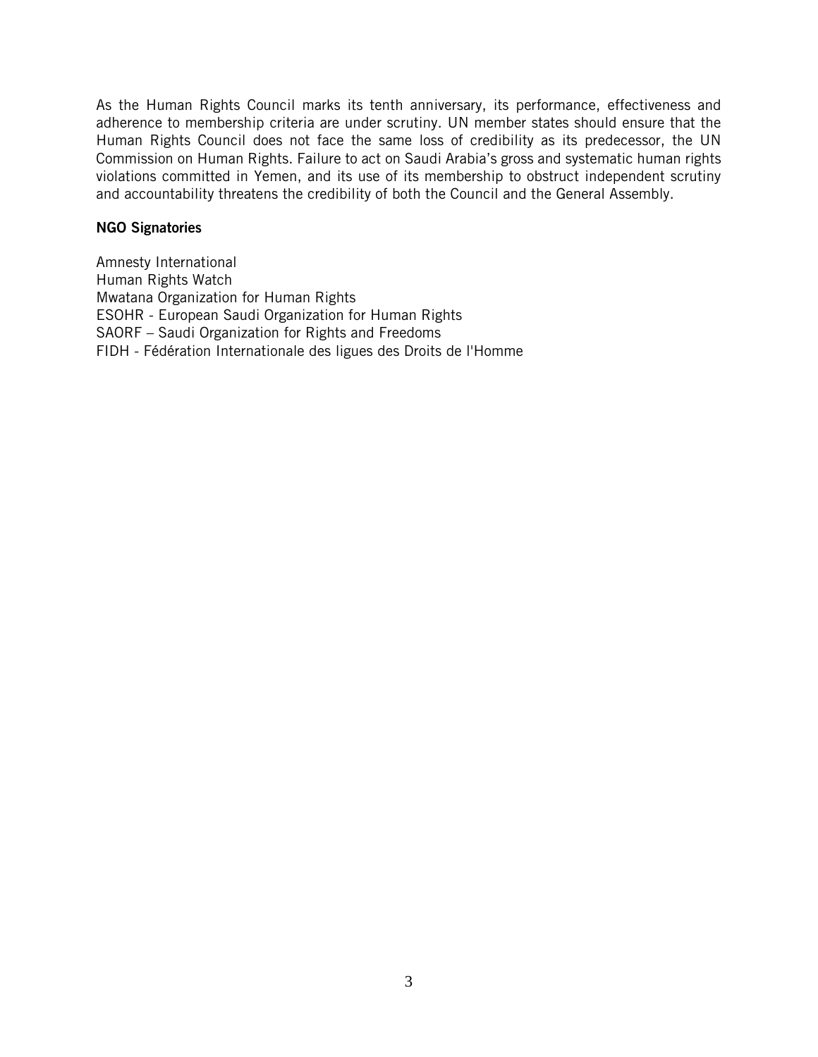As the Human Rights Council marks its tenth anniversary, its performance, effectiveness and adherence to membership criteria are under scrutiny. UN member states should ensure that the Human Rights Council does not face the same loss of credibility as its predecessor, the UN Commission on Human Rights. Failure to act on Saudi Arabia's gross and systematic human rights violations committed in Yemen, and its use of its membership to obstruct independent scrutiny and accountability threatens the credibility of both the Council and the General Assembly.

**NGO Signatories**

Amnesty International
Human Rights Watch
Mwatana Organization for Human Rights
ESOHR - European Saudi Organization for Human Rights
SAORF – Saudi Organization for Rights and Freedoms
FIDH - Fédération Internationale des ligues des Droits de l'Homme